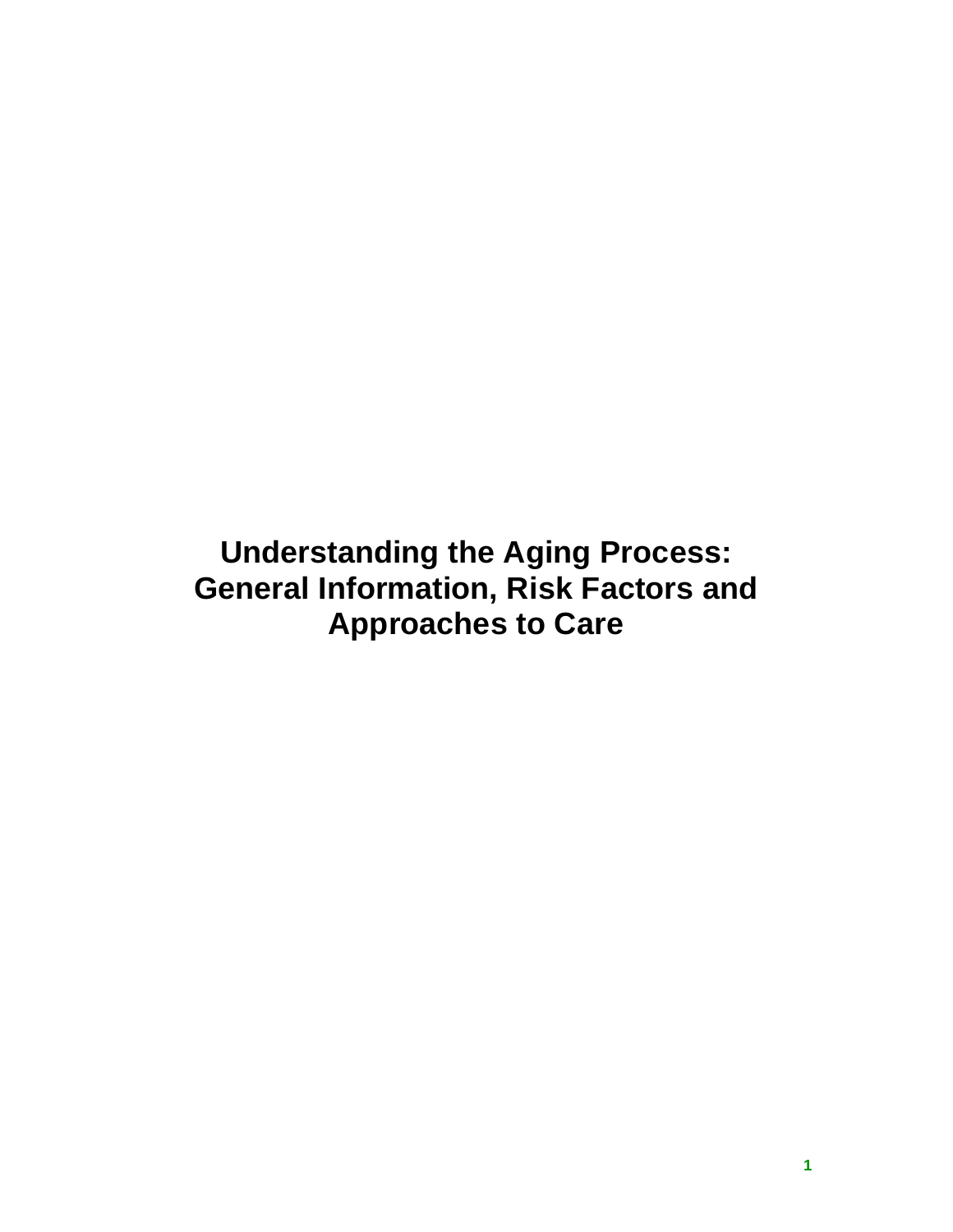# Understanding the Aging Process: General Information, Risk Factors and Approaches to Care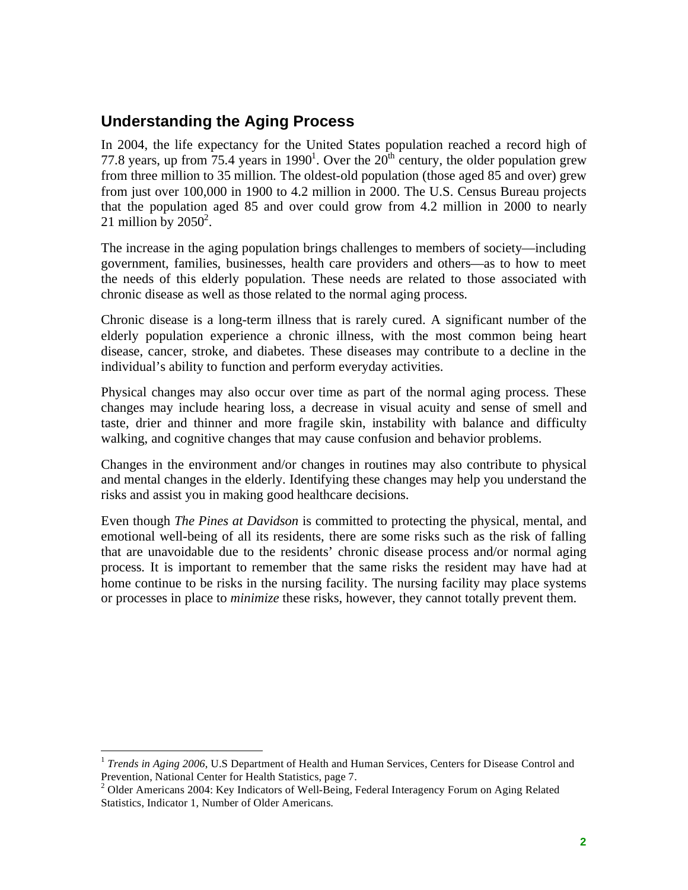## Understanding the Aging Process

In 2004, the life expectancy for the United States population reached a record high of 77.8 years, up from 75.4 years in 1990[1]. Over the 20th century, the older population grew from three million to 35 million. The oldest-old population (those aged 85 and over) grew from just over 100,000 in 1900 to 4.2 million in 2000. The U.S. Census Bureau projects that the population aged 85 and over could grow from 4.2 million in 2000 to nearly 21 million by 2050[2].

The increase in the aging population brings challenges to members of society—including government, families, businesses, health care providers and others—as to how to meet the needs of this elderly population. These needs are related to those associated with chronic disease as well as those related to the normal aging process.

Chronic disease is a long-term illness that is rarely cured. A significant number of the elderly population experience a chronic illness, with the most common being heart disease, cancer, stroke, and diabetes. These diseases may contribute to a decline in the individual's ability to function and perform everyday activities.

Physical changes may also occur over time as part of the normal aging process. These changes may include hearing loss, a decrease in visual acuity and sense of smell and taste, drier and thinner and more fragile skin, instability with balance and difficulty walking, and cognitive changes that may cause confusion and behavior problems.

Changes in the environment and/or changes in routines may also contribute to physical and mental changes in the elderly. Identifying these changes may help you understand the risks and assist you in making good healthcare decisions.

Even though *The Pines at Davidson* is committed to protecting the physical, mental, and emotional well-being of all its residents, there are some risks such as the risk of falling that are unavoidable due to the residents' chronic disease process and/or normal aging process. It is important to remember that the same risks the resident may have had at home continue to be risks in the nursing facility. The nursing facility may place systems or processes in place to *minimize* these risks, however, they cannot totally prevent them.

---

[1] *Trends in Aging 2006*, U.S Department of Health and Human Services, Centers for Disease Control and Prevention, National Center for Health Statistics, page 7.

[2] Older Americans 2004: Key Indicators of Well-Being, Federal Interagency Forum on Aging Related Statistics, Indicator 1, Number of Older Americans.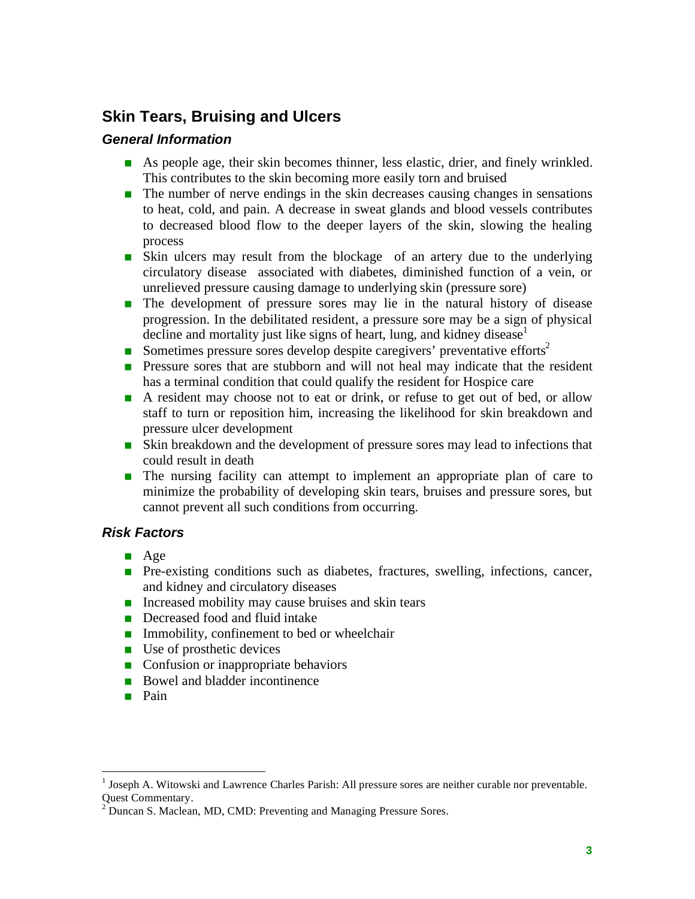## Skin Tears, Bruising and Ulcers

### *General Information*

- As people age, their skin becomes thinner, less elastic, drier, and finely wrinkled. This contributes to the skin becoming more easily torn and bruised
- The number of nerve endings in the skin decreases causing changes in sensations to heat, cold, and pain. A decrease in sweat glands and blood vessels contributes to decreased blood flow to the deeper layers of the skin, slowing the healing process
- Skin ulcers may result from the blockage of an artery due to the underlying circulatory disease associated with diabetes, diminished function of a vein, or unrelieved pressure causing damage to underlying skin (pressure sore)
- The development of pressure sores may lie in the natural history of disease progression. In the debilitated resident, a pressure sore may be a sign of physical decline and mortality just like signs of heart, lung, and kidney disease[1]
- Sometimes pressure sores develop despite caregivers' preventative efforts[2]
- Pressure sores that are stubborn and will not heal may indicate that the resident has a terminal condition that could qualify the resident for Hospice care
- A resident may choose not to eat or drink, or refuse to get out of bed, or allow staff to turn or reposition him, increasing the likelihood for skin breakdown and pressure ulcer development
- Skin breakdown and the development of pressure sores may lead to infections that could result in death
- The nursing facility can attempt to implement an appropriate plan of care to minimize the probability of developing skin tears, bruises and pressure sores, but cannot prevent all such conditions from occurring.

### *Risk Factors*

- Age
- Pre-existing conditions such as diabetes, fractures, swelling, infections, cancer, and kidney and circulatory diseases
- Increased mobility may cause bruises and skin tears
- Decreased food and fluid intake
- Immobility, confinement to bed or wheelchair
- Use of prosthetic devices
- Confusion or inappropriate behaviors
- Bowel and bladder incontinence
- Pain

---

[1] Joseph A. Witowski and Lawrence Charles Parish: All pressure sores are neither curable nor preventable. Quest Commentary.

[2] Duncan S. Maclean, MD, CMD: Preventing and Managing Pressure Sores.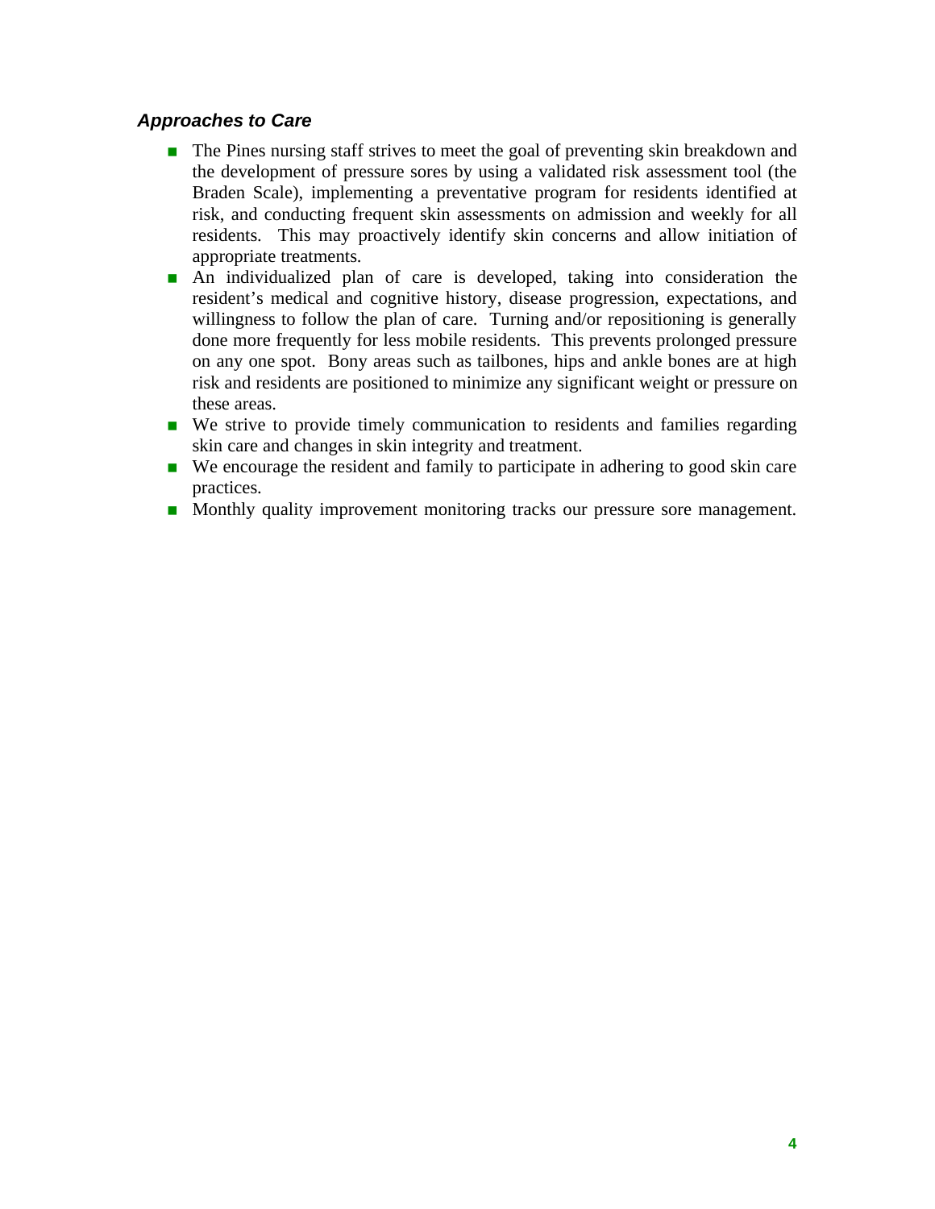### *Approaches to Care*

- The Pines nursing staff strives to meet the goal of preventing skin breakdown and the development of pressure sores by using a validated risk assessment tool (the Braden Scale), implementing a preventative program for residents identified at risk, and conducting frequent skin assessments on admission and weekly for all residents. This may proactively identify skin concerns and allow initiation of appropriate treatments.
- An individualized plan of care is developed, taking into consideration the resident's medical and cognitive history, disease progression, expectations, and willingness to follow the plan of care. Turning and/or repositioning is generally done more frequently for less mobile residents. This prevents prolonged pressure on any one spot. Bony areas such as tailbones, hips and ankle bones are at high risk and residents are positioned to minimize any significant weight or pressure on these areas.
- We strive to provide timely communication to residents and families regarding skin care and changes in skin integrity and treatment.
- We encourage the resident and family to participate in adhering to good skin care practices.
- Monthly quality improvement monitoring tracks our pressure sore management.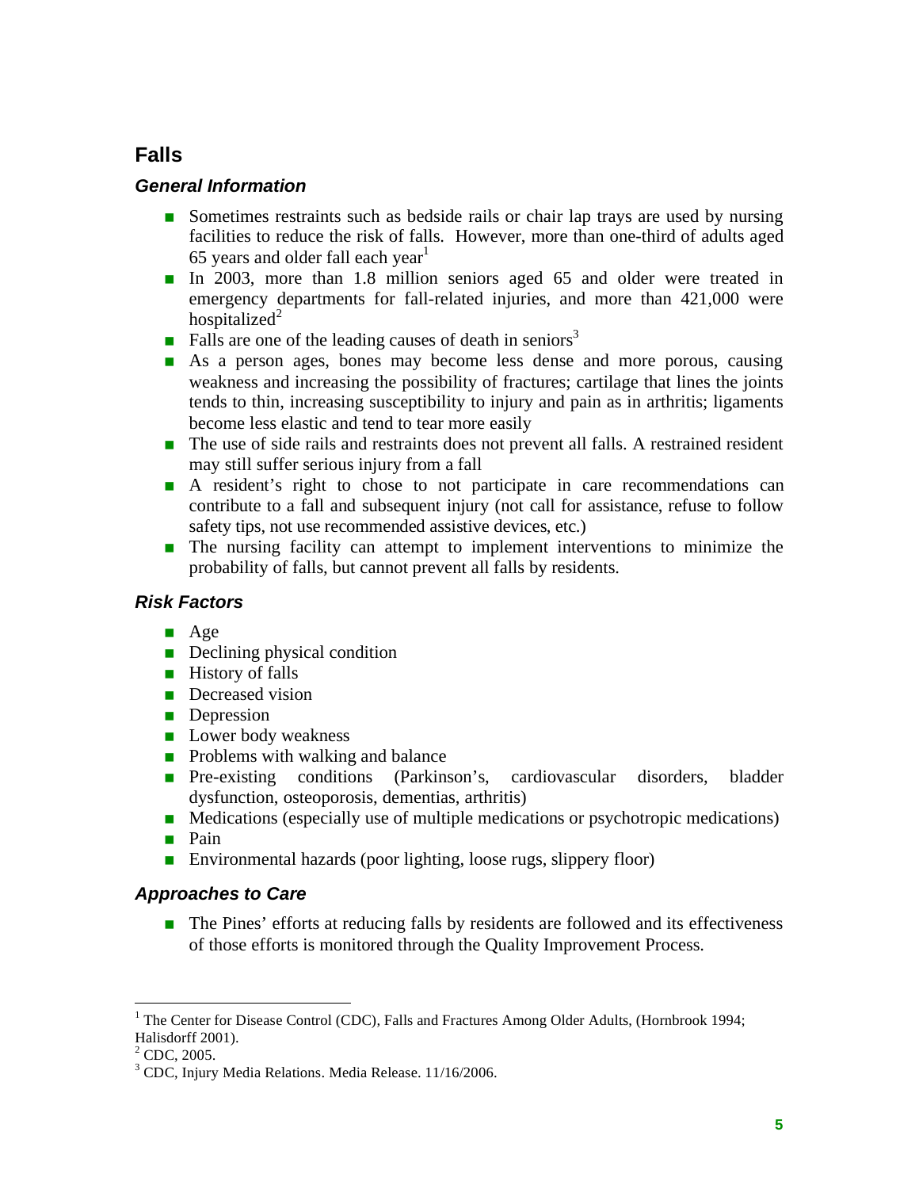## Falls

### *General Information*

- Sometimes restraints such as bedside rails or chair lap trays are used by nursing facilities to reduce the risk of falls. However, more than one-third of adults aged 65 years and older fall each year[1]
- In 2003, more than 1.8 million seniors aged 65 and older were treated in emergency departments for fall-related injuries, and more than 421,000 were hospitalized[2]
- Falls are one of the leading causes of death in seniors[3]
- As a person ages, bones may become less dense and more porous, causing weakness and increasing the possibility of fractures; cartilage that lines the joints tends to thin, increasing susceptibility to injury and pain as in arthritis; ligaments become less elastic and tend to tear more easily
- The use of side rails and restraints does not prevent all falls. A restrained resident may still suffer serious injury from a fall
- A resident's right to chose to not participate in care recommendations can contribute to a fall and subsequent injury (not call for assistance, refuse to follow safety tips, not use recommended assistive devices, etc.)
- The nursing facility can attempt to implement interventions to minimize the probability of falls, but cannot prevent all falls by residents.

### *Risk Factors*

- Age
- Declining physical condition
- History of falls
- Decreased vision
- Depression
- Lower body weakness
- Problems with walking and balance
- Pre-existing conditions (Parkinson's, cardiovascular disorders, bladder dysfunction, osteoporosis, dementias, arthritis)
- Medications (especially use of multiple medications or psychotropic medications)
- Pain
- Environmental hazards (poor lighting, loose rugs, slippery floor)

### *Approaches to Care*

- The Pines' efforts at reducing falls by residents are followed and its effectiveness of those efforts is monitored through the Quality Improvement Process.

---

[1] The Center for Disease Control (CDC), Falls and Fractures Among Older Adults, (Hornbrook 1994; Halisdorff 2001).

[2] CDC, 2005.

[3] CDC, Injury Media Relations. Media Release. 11/16/2006.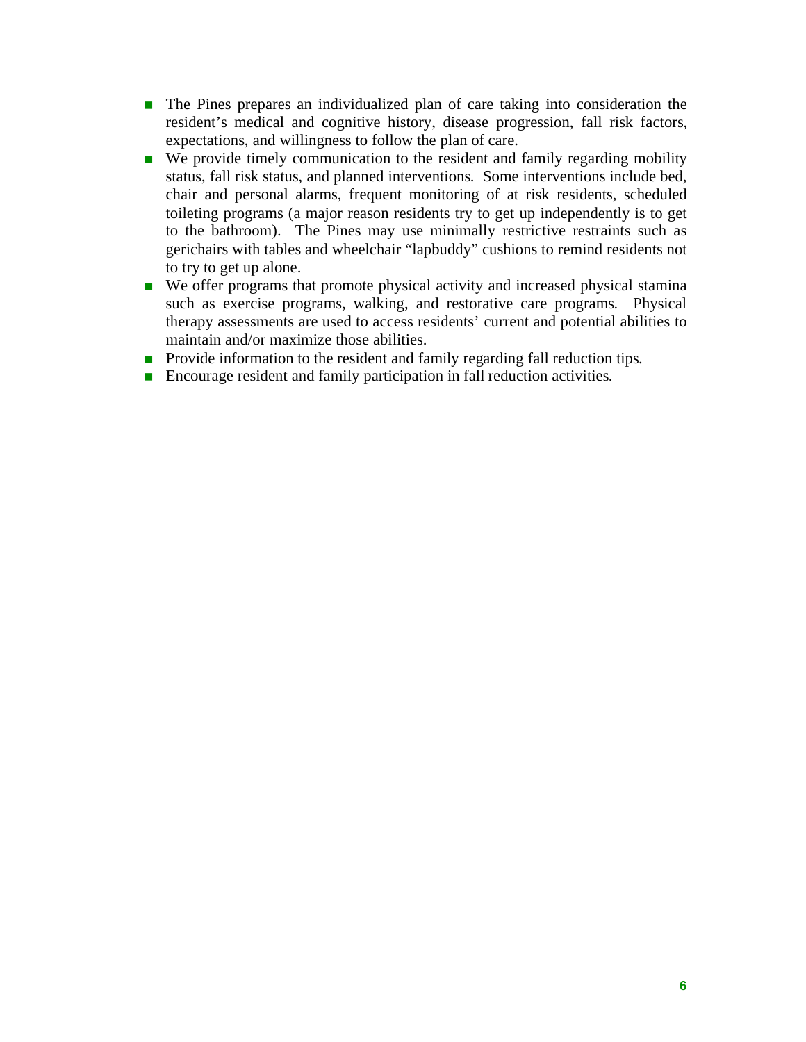- The Pines prepares an individualized plan of care taking into consideration the resident's medical and cognitive history, disease progression, fall risk factors, expectations, and willingness to follow the plan of care.
- We provide timely communication to the resident and family regarding mobility status, fall risk status, and planned interventions. Some interventions include bed, chair and personal alarms, frequent monitoring of at risk residents, scheduled toileting programs (a major reason residents try to get up independently is to get to the bathroom). The Pines may use minimally restrictive restraints such as gerichairs with tables and wheelchair "lapbuddy" cushions to remind residents not to try to get up alone.
- We offer programs that promote physical activity and increased physical stamina such as exercise programs, walking, and restorative care programs. Physical therapy assessments are used to access residents' current and potential abilities to maintain and/or maximize those abilities.
- Provide information to the resident and family regarding fall reduction tips.
- Encourage resident and family participation in fall reduction activities.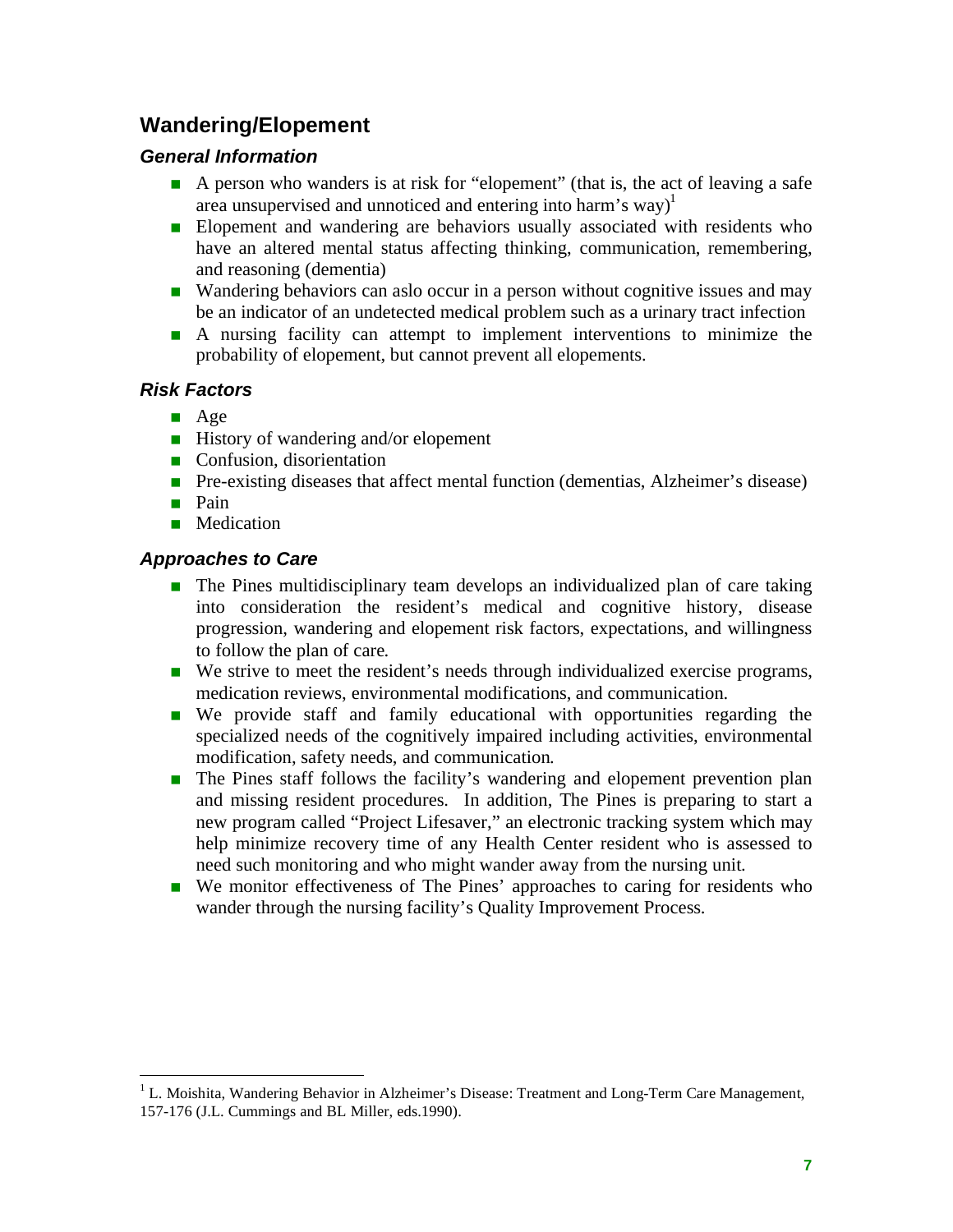## Wandering/Elopement

### *General Information*

- A person who wanders is at risk for "elopement" (that is, the act of leaving a safe area unsupervised and unnoticed and entering into harm's way)[1]
- Elopement and wandering are behaviors usually associated with residents who have an altered mental status affecting thinking, communication, remembering, and reasoning (dementia)
- Wandering behaviors can aslo occur in a person without cognitive issues and may be an indicator of an undetected medical problem such as a urinary tract infection
- A nursing facility can attempt to implement interventions to minimize the probability of elopement, but cannot prevent all elopements.

### *Risk Factors*

- Age
- History of wandering and/or elopement
- Confusion, disorientation
- Pre-existing diseases that affect mental function (dementias, Alzheimer's disease)
- Pain
- Medication

### *Approaches to Care*

- The Pines multidisciplinary team develops an individualized plan of care taking into consideration the resident's medical and cognitive history, disease progression, wandering and elopement risk factors, expectations, and willingness to follow the plan of care.
- We strive to meet the resident's needs through individualized exercise programs, medication reviews, environmental modifications, and communication.
- We provide staff and family educational with opportunities regarding the specialized needs of the cognitively impaired including activities, environmental modification, safety needs, and communication.
- The Pines staff follows the facility's wandering and elopement prevention plan and missing resident procedures. In addition, The Pines is preparing to start a new program called "Project Lifesaver," an electronic tracking system which may help minimize recovery time of any Health Center resident who is assessed to need such monitoring and who might wander away from the nursing unit.
- We monitor effectiveness of The Pines' approaches to caring for residents who wander through the nursing facility's Quality Improvement Process.

---

[1] L. Moishita, Wandering Behavior in Alzheimer's Disease: Treatment and Long-Term Care Management, 157-176 (J.L. Cummings and BL Miller, eds.1990).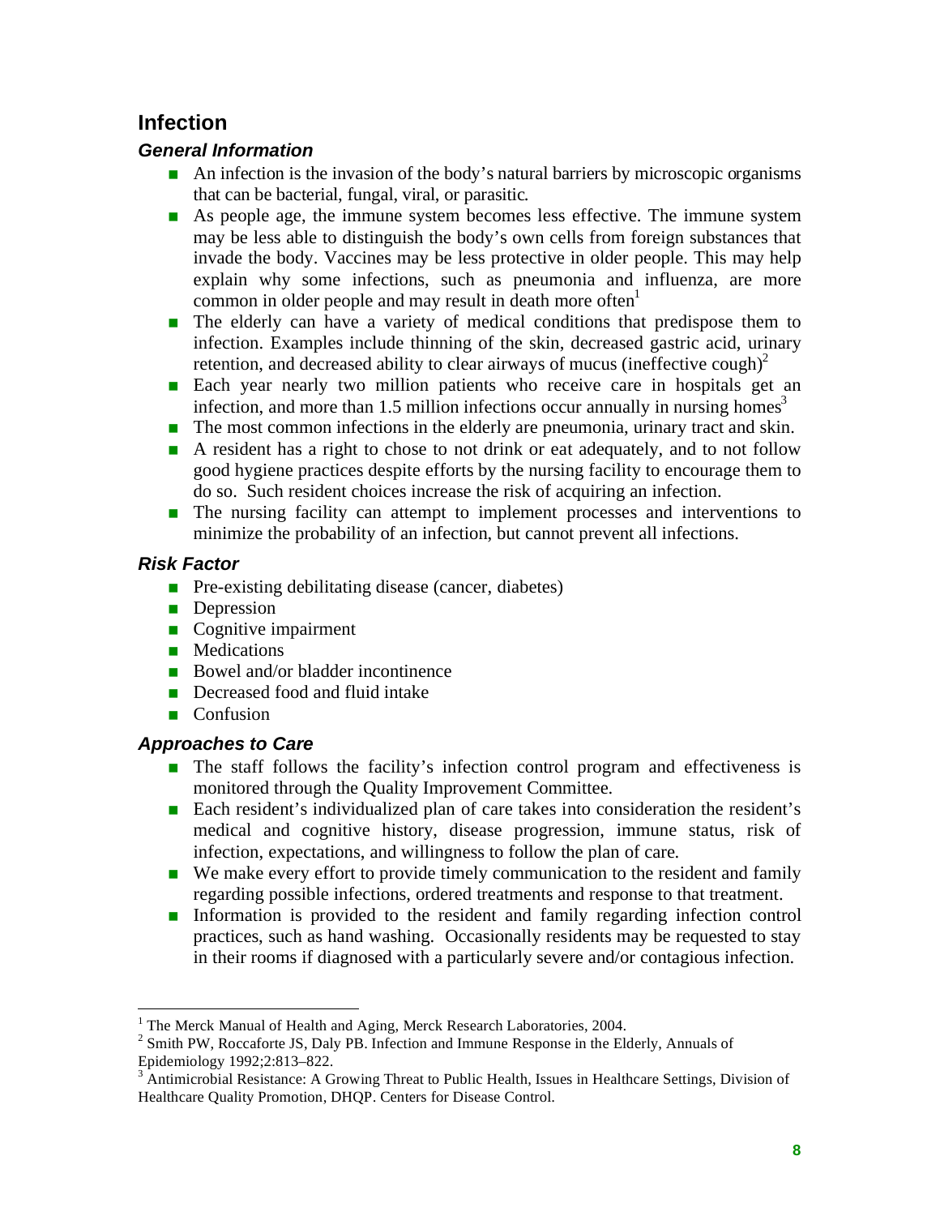## Infection

### *General Information*

- An infection is the invasion of the body's natural barriers by microscopic organisms that can be bacterial, fungal, viral, or parasitic.
- As people age, the immune system becomes less effective. The immune system may be less able to distinguish the body's own cells from foreign substances that invade the body. Vaccines may be less protective in older people. This may help explain why some infections, such as pneumonia and influenza, are more common in older people and may result in death more often[1]
- The elderly can have a variety of medical conditions that predispose them to infection. Examples include thinning of the skin, decreased gastric acid, urinary retention, and decreased ability to clear airways of mucus (ineffective cough)[2]
- Each year nearly two million patients who receive care in hospitals get an infection, and more than 1.5 million infections occur annually in nursing homes[3]
- The most common infections in the elderly are pneumonia, urinary tract and skin.
- A resident has a right to chose to not drink or eat adequately, and to not follow good hygiene practices despite efforts by the nursing facility to encourage them to do so. Such resident choices increase the risk of acquiring an infection.
- The nursing facility can attempt to implement processes and interventions to minimize the probability of an infection, but cannot prevent all infections.

### *Risk Factor*

- Pre-existing debilitating disease (cancer, diabetes)
- Depression
- Cognitive impairment
- Medications
- Bowel and/or bladder incontinence
- Decreased food and fluid intake
- Confusion

### *Approaches to Care*

- The staff follows the facility's infection control program and effectiveness is monitored through the Quality Improvement Committee.
- Each resident's individualized plan of care takes into consideration the resident's medical and cognitive history, disease progression, immune status, risk of infection, expectations, and willingness to follow the plan of care.
- We make every effort to provide timely communication to the resident and family regarding possible infections, ordered treatments and response to that treatment.
- Information is provided to the resident and family regarding infection control practices, such as hand washing. Occasionally residents may be requested to stay in their rooms if diagnosed with a particularly severe and/or contagious infection.

---

[1] The Merck Manual of Health and Aging, Merck Research Laboratories, 2004.

[2] Smith PW, Roccaforte JS, Daly PB. Infection and Immune Response in the Elderly, Annuals of Epidemiology 1992;2:813–822.

[3] Antimicrobial Resistance: A Growing Threat to Public Health, Issues in Healthcare Settings, Division of Healthcare Quality Promotion, DHQP. Centers for Disease Control.